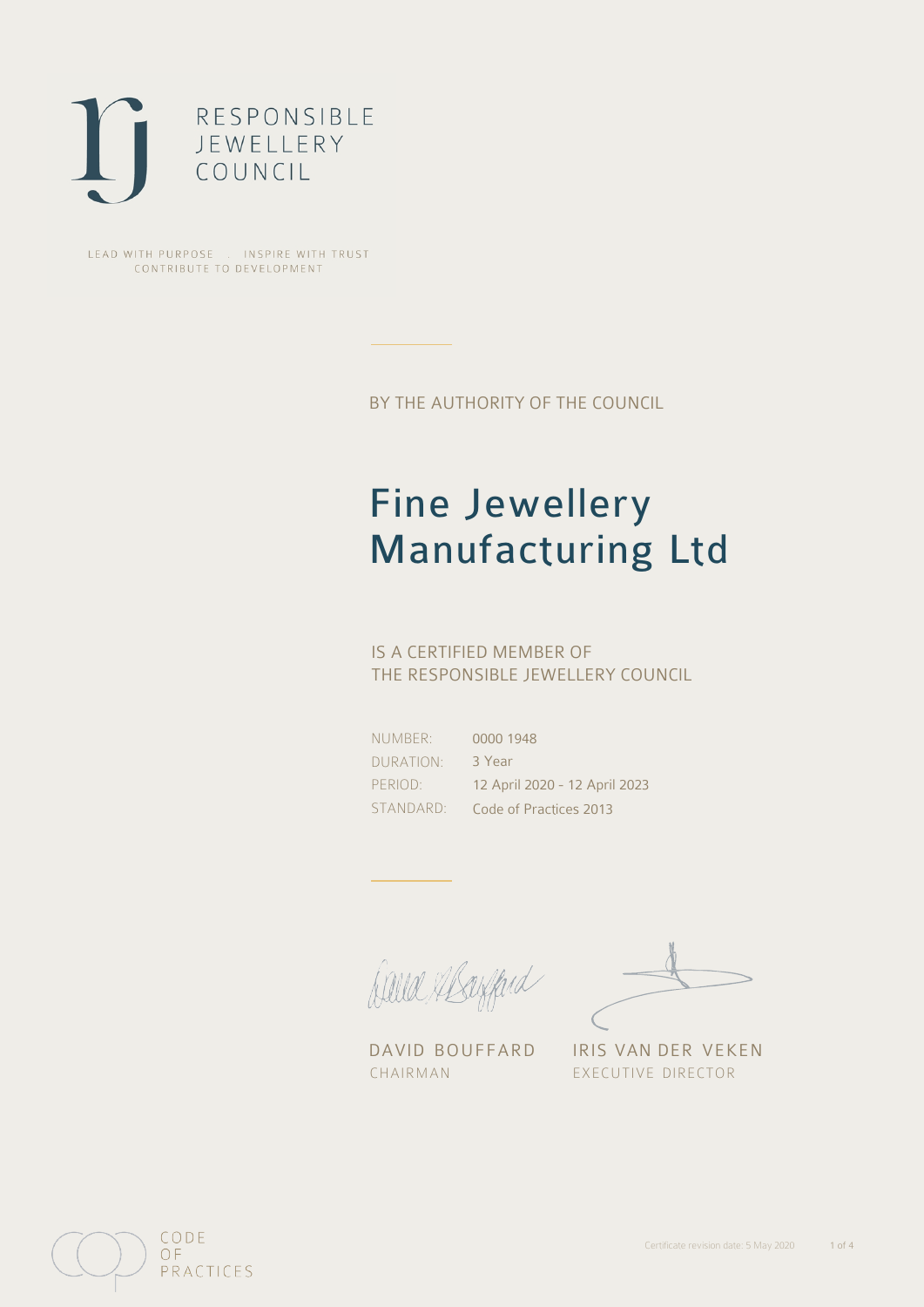RESPONSIBLE
JEWELLERY
COUNCIL

LEAD WITH PURPOSE . INSPIRE WITH TRUST
CONTRIBUTE TO DEVELOPMENT

BY THE AUTHORITY OF THE COUNCIL

# Fine Jewellery Manufacturing Ltd

IS A CERTIFIED MEMBER OF
THE RESPONSIBLE JEWELLERY COUNCIL

| | |
|---|---|
| NUMBER: | 0000 1948 |
| DURATION: | 3 Year |
| PERIOD: | 12 April 2020 - 12 April 2023 |
| STANDARD: | Code of Practices 2013 |

DAVID BOUFFARD
CHAIRMAN

IRIS VAN DER VEKEN
EXECUTIVE DIRECTOR

CODE
OF
PRACTICES

Certificate revision date: 5 May 2020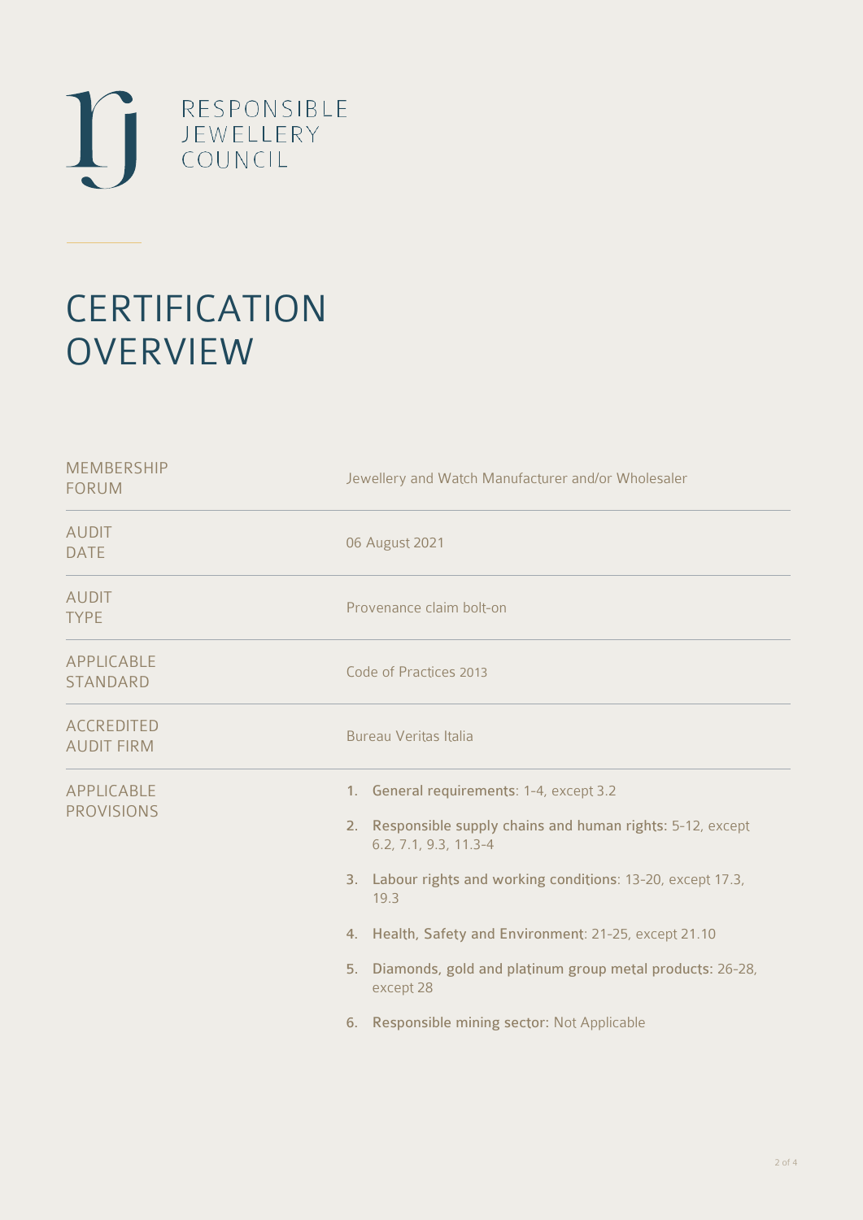RESPONSIBLE
JEWELLERY
COUNCIL

# CERTIFICATION OVERVIEW

| | |
|---|---|
| MEMBERSHIP FORUM | Jewellery and Watch Manufacturer and/or Wholesaler |
| AUDIT DATE | 06 August 2021 |
| AUDIT TYPE | Provenance claim bolt-on |
| APPLICABLE STANDARD | Code of Practices 2013 |
| ACCREDITED AUDIT FIRM | Bureau Veritas Italia |
| APPLICABLE PROVISIONS | 1. **General requirements**: 1-4, except 3.2<br>2. **Responsible supply chains and human rights**: 5-12, except 6.2, 7.1, 9.3, 11.3-4<br>3. **Labour rights and working conditions**: 13-20, except 17.3, 19.3<br>4. **Health, Safety and Environment**: 21-25, except 21.10<br>5. **Diamonds, gold and platinum group metal products**: 26-28, except 28<br>6. **Responsible mining sector**: Not Applicable |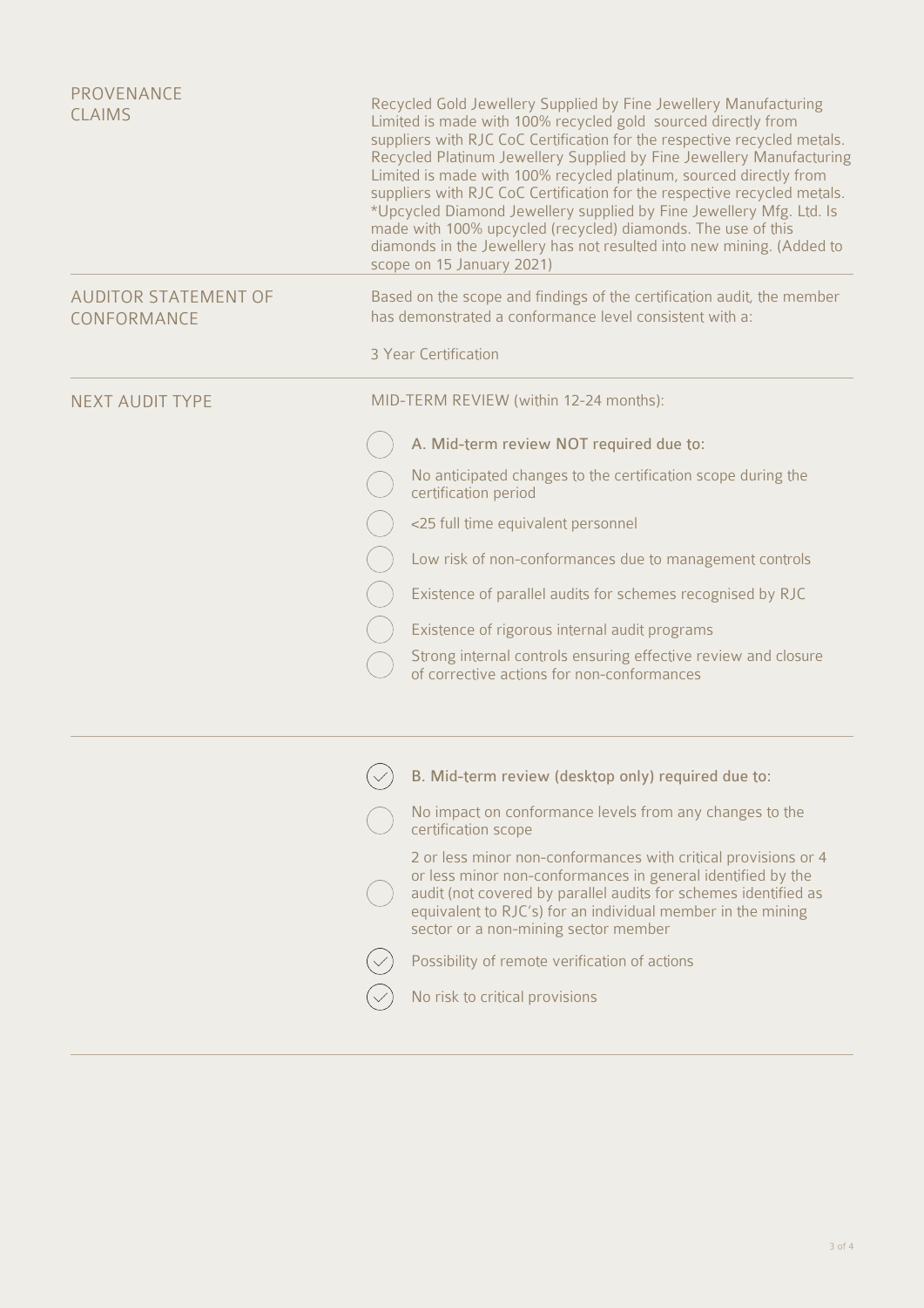| | |
|---|---|
| PROVENANCE CLAIMS | Recycled Gold Jewellery Supplied by Fine Jewellery Manufacturing Limited is made with 100% recycled gold sourced directly from suppliers with RJC CoC Certification for the respective recycled metals. Recycled Platinum Jewellery Supplied by Fine Jewellery Manufacturing Limited is made with 100% recycled platinum, sourced directly from suppliers with RJC CoC Certification for the respective recycled metals. *Upcycled Diamond Jewellery supplied by Fine Jewellery Mfg. Ltd. Is made with 100% upcycled (recycled) diamonds. The use of this diamonds in the Jewellery has not resulted into new mining. (Added to scope on 15 January 2021) |
| AUDITOR STATEMENT OF CONFORMANCE | Based on the scope and findings of the certification audit, the member has demonstrated a conformance level consistent with a:<br><br>3 Year Certification |
| NEXT AUDIT TYPE | MID-TERM REVIEW (within 12-24 months): |

**A. Mid-term review NOT required due to:** ☐

- ☐ No anticipated changes to the certification scope during the certification period
- ☐ <25 full time equivalent personnel
- ☐ Low risk of non-conformances due to management controls
- ☐ Existence of parallel audits for schemes recognised by RJC
- ☐ Existence of rigorous internal audit programs
- ☐ Strong internal controls ensuring effective review and closure of corrective actions for non-conformances

**B. Mid-term review (desktop only) required due to:** ☑

- ☐ No impact on conformance levels from any changes to the certification scope
- ☐ 2 or less minor non-conformances with critical provisions or 4 or less minor non-conformances in general identified by the audit (not covered by parallel audits for schemes identified as equivalent to RJC's) for an individual member in the mining sector or a non-mining sector member
- ☑ Possibility of remote verification of actions
- ☑ No risk to critical provisions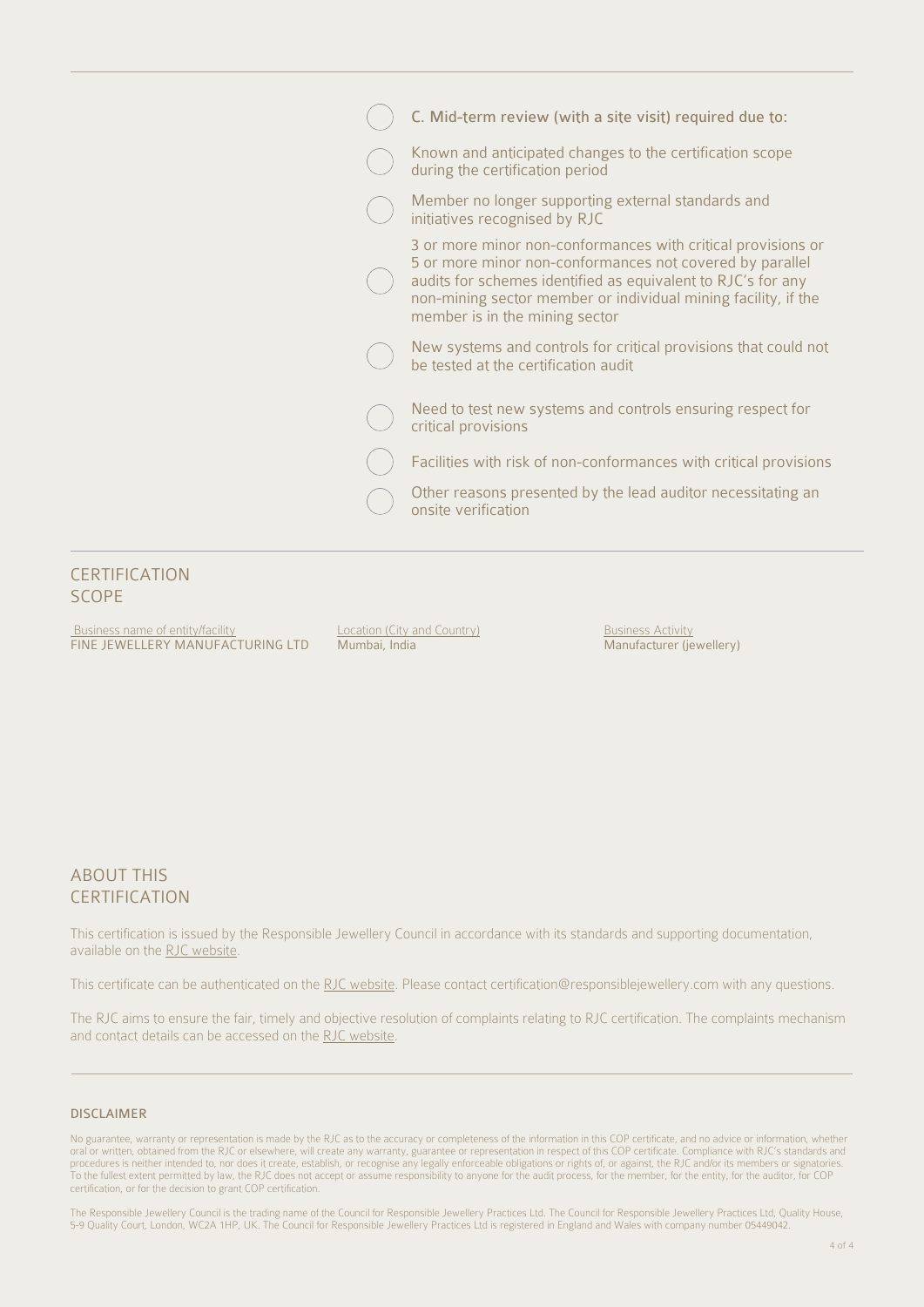- ◯ **C. Mid-term review (with a site visit) required due to:**
- ◯ Known and anticipated changes to the certification scope during the certification period
- ◯ Member no longer supporting external standards and initiatives recognised by RJC
- ◯ 3 or more minor non-conformances with critical provisions or 5 or more minor non-conformances not covered by parallel audits for schemes identified as equivalent to RJC's for any non-mining sector member or individual mining facility, if the member is in the mining sector
- ◯ New systems and controls for critical provisions that could not be tested at the certification audit
- ◯ Need to test new systems and controls ensuring respect for critical provisions
- ◯ Facilities with risk of non-conformances with critical provisions
- ◯ Other reasons presented by the lead auditor necessitating an onsite verification

## CERTIFICATION SCOPE

| Business name of entity/facility | Location (City and Country) | Business Activity |
|---|---|---|
| FINE JEWELLERY MANUFACTURING LTD | Mumbai, India | Manufacturer (jewellery) |

## ABOUT THIS CERTIFICATION

This certification is issued by the Responsible Jewellery Council in accordance with its standards and supporting documentation, available on the RJC website.

This certificate can be authenticated on the RJC website. Please contact certification@responsiblejewellery.com with any questions.

The RJC aims to ensure the fair, timely and objective resolution of complaints relating to RJC certification. The complaints mechanism and contact details can be accessed on the RJC website.

### DISCLAIMER

No guarantee, warranty or representation is made by the RJC as to the accuracy or completeness of the information in this COP certificate, and no advice or information, whether oral or written, obtained from the RJC or elsewhere, will create any warranty, guarantee or representation in respect of this COP certificate. Compliance with RJC's standards and procedures is neither intended to, nor does it create, establish, or recognise any legally enforceable obligations or rights of, or against, the RJC and/or its members or signatories. To the fullest extent permitted by law, the RJC does not accept or assume responsibility to anyone for the audit process, for the member, for the entity, for the auditor, for COP certification, or for the decision to grant COP certification.

The Responsible Jewellery Council is the trading name of the Council for Responsible Jewellery Practices Ltd. The Council for Responsible Jewellery Practices Ltd, Quality House, 5-9 Quality Court, London, WC2A 1HP, UK. The Council for Responsible Jewellery Practices Ltd is registered in England and Wales with company number 05449042.